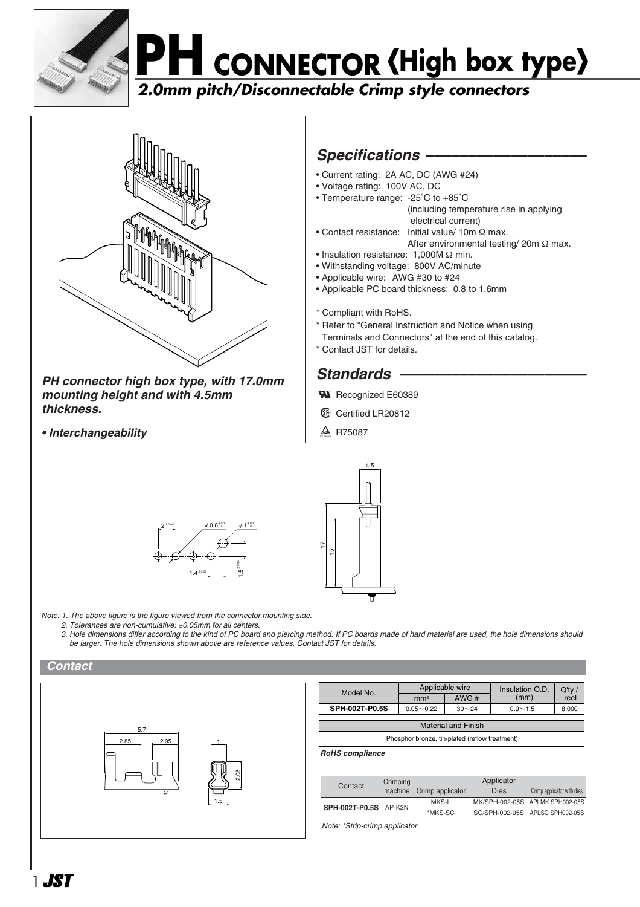# PH CONNECTOR ⟨High box type⟩

## 2.0mm pitch/Disconnectable Crimp style connectors

***PH connector high box type, with 17.0mm mounting height and with 4.5mm thickness.***

***• Interchangeability***

## Specifications

- Current rating: 2A AC, DC (AWG #24)
- Voltage rating: 100V AC, DC
- Temperature range: -25˚C to +85˚C (including temperature rise in applying electrical current)
- Contact resistance: Initial value/ 10m Ω max. After environmental testing/ 20m Ω max.
- Insulation resistance: 1,000M Ω min.
- Withstanding voltage: 800V AC/minute
- Applicable wire: AWG #30 to #24
- Applicable PC board thickness: 0.8 to 1.6mm

\* Compliant with RoHS.
\* Refer to "General Instruction and Notice when using Terminals and Connectors" at the end of this catalog.
\* Contact JST for details.

## Standards

Recognized E60389

Certified LR20812

R75087

Note: 1. The above figure is the figure viewed from the connector mounting side.
2. Tolerances are non-cumulative: ±0.05mm for all centers.
3. Hole dimensions differ according to the kind of PC board and piercing method. If PC boards made of hard material are used, the hole dimensions should be larger. The hole dimensions shown above are reference values. Contact JST for details.

## Contact

| Model No. | Applicable wire | | Insulation O.D. (mm) | Q'ty / reel |
|---|---|---|---|---|
| | mm² | AWG # | | |
| SPH-002T-P0.5S | 0.05～0.22 | 30～24 | 0.9～1.5 | 8,000 |

| Material and Finish |
|---|
| Phosphor bronze, tin-plated (reflow treatment) |

*RoHS compliance*

| Contact | Crimping machine | Applicator | | |
|---|---|---|---|---|
| | | Crimp applicator | Dies | Crimp applicator with dies |
| SPH-002T-P0.5S | AP-K2N | MKS-L | MK/SPH-002-05S | APLMK SPH002-05S |
| | | *MKS-SC | SC/SPH-002-05S | APLSC SPH002-05S |

*Note: \*Strip-crimp applicator*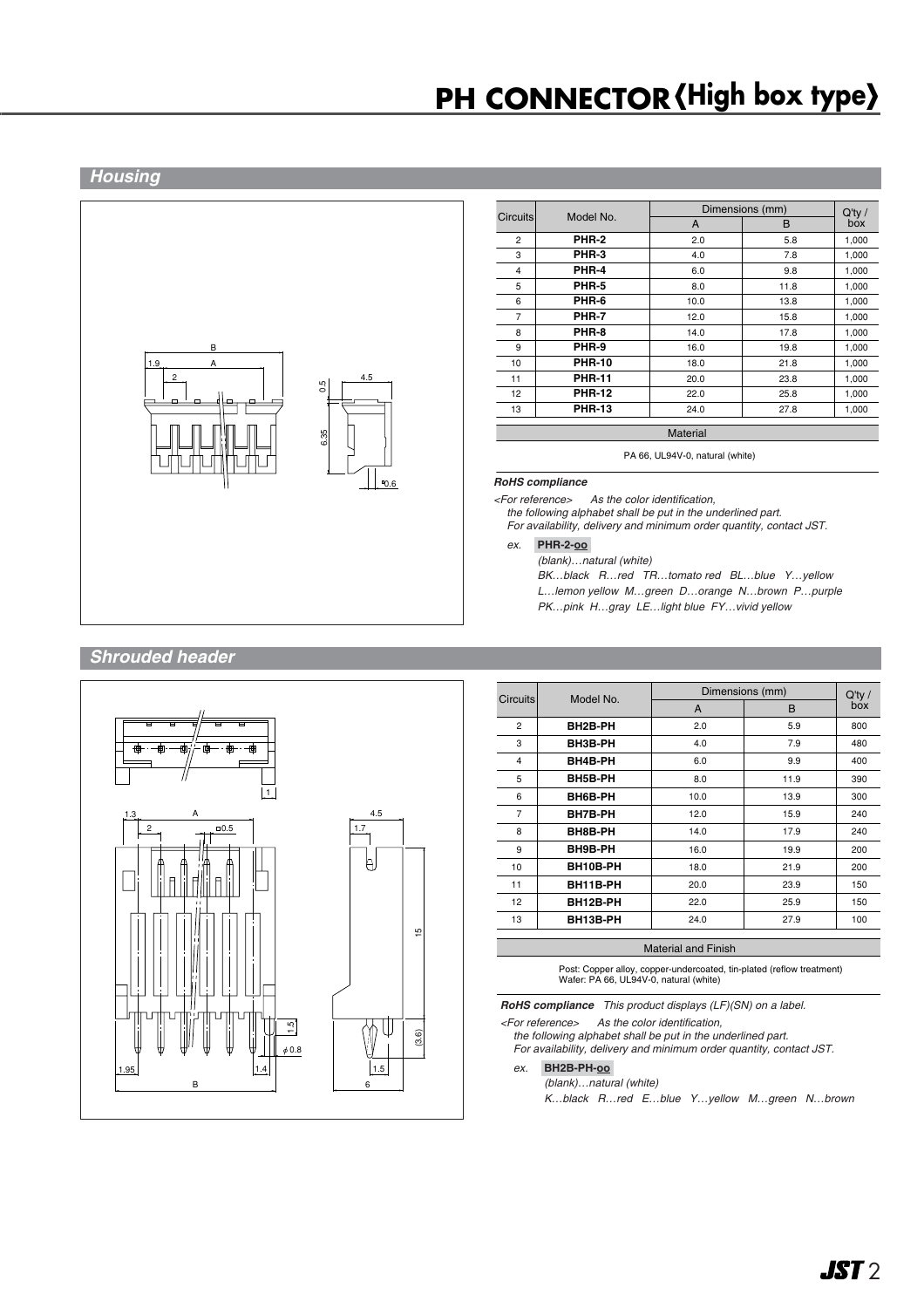# PH CONNECTOR ⟨High box type⟩

## Housing

B
1.9
A
2
0.5
4.5
6.35
0.6

| Circuits | Model No. | Dimensions (mm) | | Q'ty / box |
|---|---|---|---|---|
| | | A | B | |
| 2 | **PHR-2** | 2.0 | 5.8 | 1,000 |
| 3 | **PHR-3** | 4.0 | 7.8 | 1,000 |
| 4 | **PHR-4** | 6.0 | 9.8 | 1,000 |
| 5 | **PHR-5** | 8.0 | 11.8 | 1,000 |
| 6 | **PHR-6** | 10.0 | 13.8 | 1,000 |
| 7 | **PHR-7** | 12.0 | 15.8 | 1,000 |
| 8 | **PHR-8** | 14.0 | 17.8 | 1,000 |
| 9 | **PHR-9** | 16.0 | 19.8 | 1,000 |
| 10 | **PHR-10** | 18.0 | 21.8 | 1,000 |
| 11 | **PHR-11** | 20.0 | 23.8 | 1,000 |
| 12 | **PHR-12** | 22.0 | 25.8 | 1,000 |
| 13 | **PHR-13** | 24.0 | 27.8 | 1,000 |

**Material**

PA 66, UL94V-0, natural (white)

***RoHS compliance***

*<For reference> As the color identification, the following alphabet shall be put in the underlined part. For availability, delivery and minimum order quantity, contact JST.*

*ex.* **PHR-2-oo**

*(blank)…natural (white)*
*BK…black R…red TR…tomato red BL…blue Y…yellow*
*L…lemon yellow M…green D…orange N…brown P…purple*
*PK…pink H…gray LE…light blue FY…vivid yellow*

## Shrouded header

1
1.3
A
4.5
2
0.5
1.7
15
1.5
(3.6)
φ0.8
1.95
1.4
1.5
B
6

| Circuits | Model No. | Dimensions (mm) | | Q'ty / box |
|---|---|---|---|---|
| | | A | B | |
| 2 | **BH2B-PH** | 2.0 | 5.9 | 800 |
| 3 | **BH3B-PH** | 4.0 | 7.9 | 480 |
| 4 | **BH4B-PH** | 6.0 | 9.9 | 400 |
| 5 | **BH5B-PH** | 8.0 | 11.9 | 390 |
| 6 | **BH6B-PH** | 10.0 | 13.9 | 300 |
| 7 | **BH7B-PH** | 12.0 | 15.9 | 240 |
| 8 | **BH8B-PH** | 14.0 | 17.9 | 240 |
| 9 | **BH9B-PH** | 16.0 | 19.9 | 200 |
| 10 | **BH10B-PH** | 18.0 | 21.9 | 200 |
| 11 | **BH11B-PH** | 20.0 | 23.9 | 150 |
| 12 | **BH12B-PH** | 22.0 | 25.9 | 150 |
| 13 | **BH13B-PH** | 24.0 | 27.9 | 100 |

**Material and Finish**

Post: Copper alloy, copper-undercoated, tin-plated (reflow treatment)
Wafer: PA 66, UL94V-0, natural (white)

***RoHS compliance*** *This product displays (LF)(SN) on a label.*

*<For reference> As the color identification, the following alphabet shall be put in the underlined part. For availability, delivery and minimum order quantity, contact JST.*

*ex.* **BH2B-PH-oo**

*(blank)…natural (white)*
*K…black R…red E…blue Y…yellow M…green N…brown*